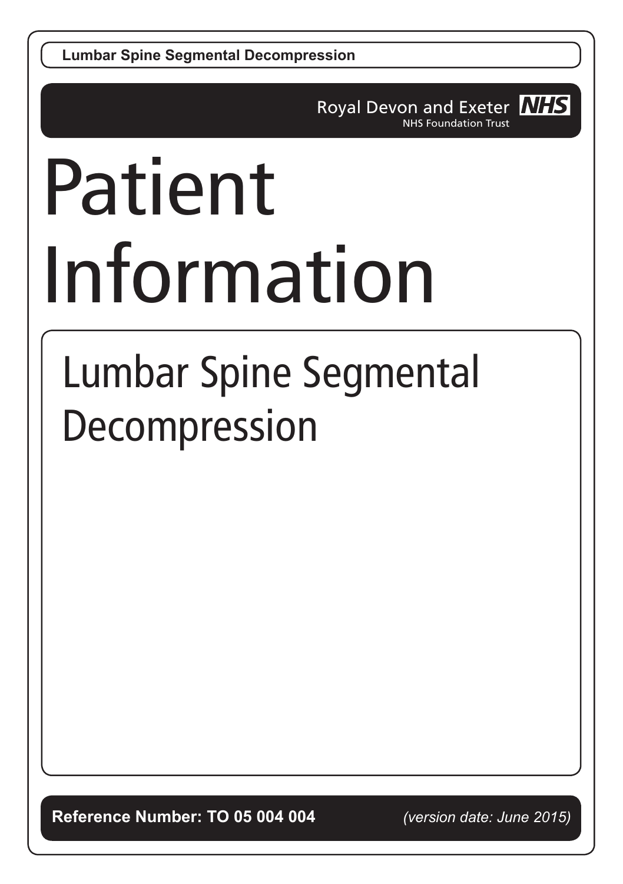Lumbar Spine Segmental Decompression

Royal Devon and Exeter NHS
NHS Foundation Trust

# Patient Information

## Lumbar Spine Segmental Decompression

**Reference Number: TO 05 004 004** *(version date: June 2015)*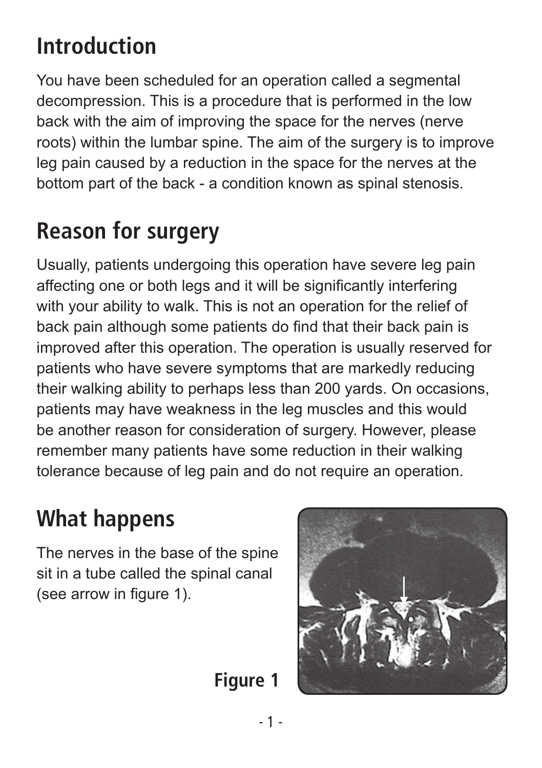## Introduction

You have been scheduled for an operation called a segmental decompression. This is a procedure that is performed in the low back with the aim of improving the space for the nerves (nerve roots) within the lumbar spine. The aim of the surgery is to improve leg pain caused by a reduction in the space for the nerves at the bottom part of the back - a condition known as spinal stenosis.

## Reason for surgery

Usually, patients undergoing this operation have severe leg pain affecting one or both legs and it will be significantly interfering with your ability to walk. This is not an operation for the relief of back pain although some patients do find that their back pain is improved after this operation. The operation is usually reserved for patients who have severe symptoms that are markedly reducing their walking ability to perhaps less than 200 yards. On occasions, patients may have weakness in the leg muscles and this would be another reason for consideration of surgery. However, please remember many patients have some reduction in their walking tolerance because of leg pain and do not require an operation.

## What happens

The nerves in the base of the spine sit in a tube called the spinal canal (see arrow in figure 1).

**Figure 1**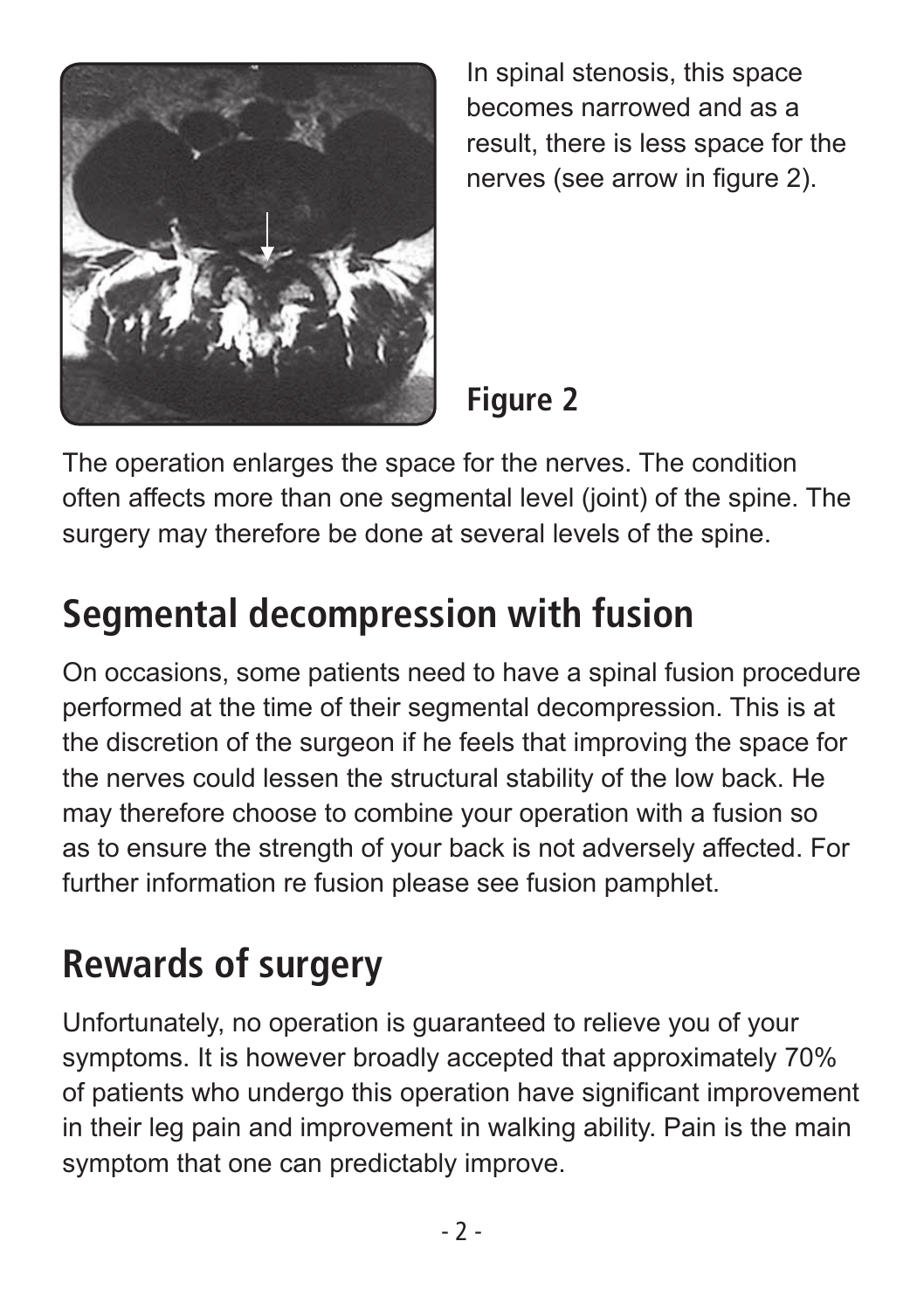In spinal stenosis, this space becomes narrowed and as a result, there is less space for the nerves (see arrow in figure 2).

**Figure 2**

The operation enlarges the space for the nerves. The condition often affects more than one segmental level (joint) of the spine. The surgery may therefore be done at several levels of the spine.

## Segmental decompression with fusion

On occasions, some patients need to have a spinal fusion procedure performed at the time of their segmental decompression. This is at the discretion of the surgeon if he feels that improving the space for the nerves could lessen the structural stability of the low back. He may therefore choose to combine your operation with a fusion so as to ensure the strength of your back is not adversely affected. For further information re fusion please see fusion pamphlet.

## Rewards of surgery

Unfortunately, no operation is guaranteed to relieve you of your symptoms. It is however broadly accepted that approximately 70% of patients who undergo this operation have significant improvement in their leg pain and improvement in walking ability. Pain is the main symptom that one can predictably improve.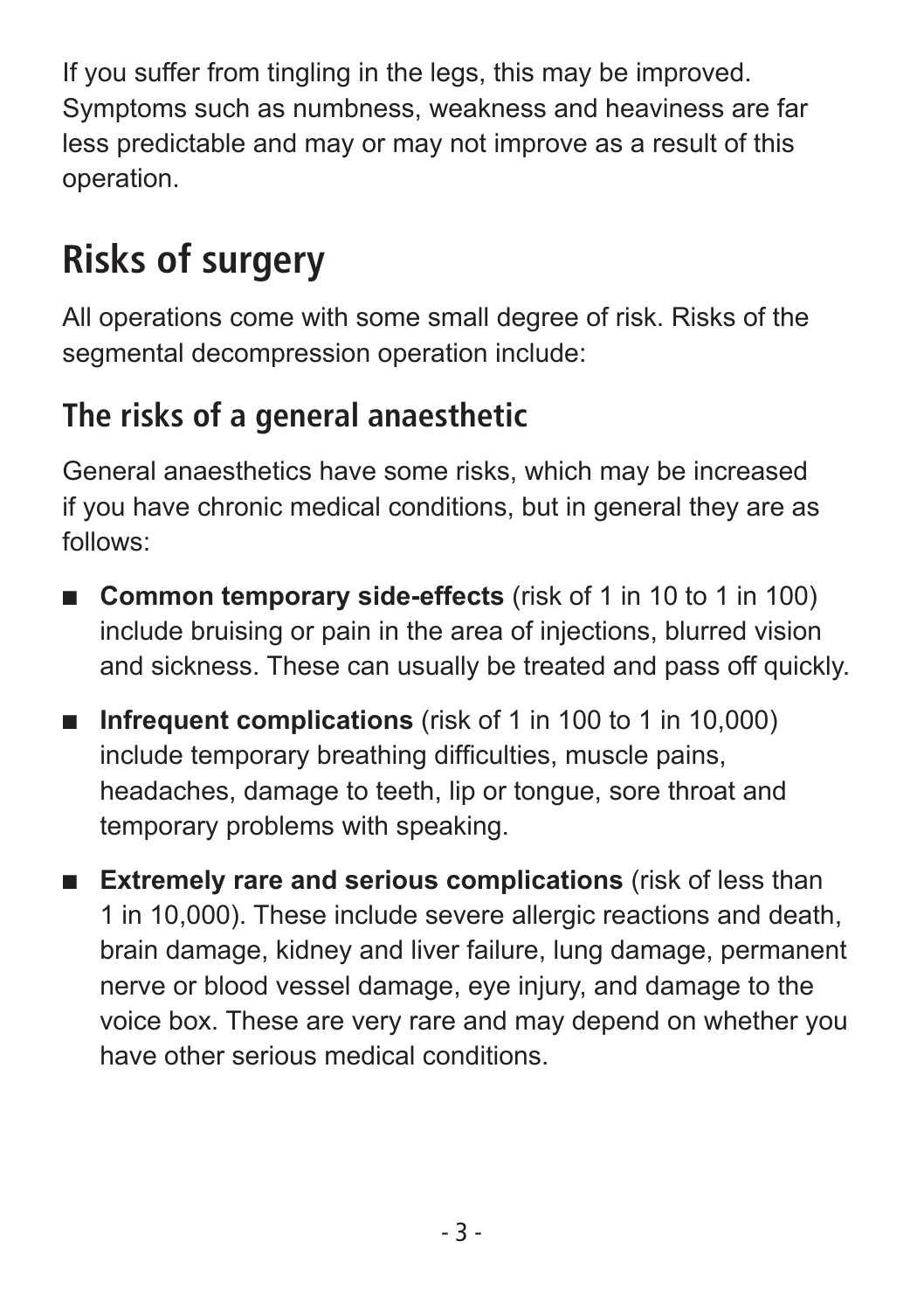If you suffer from tingling in the legs, this may be improved. Symptoms such as numbness, weakness and heaviness are far less predictable and may or may not improve as a result of this operation.

## Risks of surgery

All operations come with some small degree of risk. Risks of the segmental decompression operation include:

### The risks of a general anaesthetic

General anaesthetics have some risks, which may be increased if you have chronic medical conditions, but in general they are as follows:

- **Common temporary side-effects** (risk of 1 in 10 to 1 in 100) include bruising or pain in the area of injections, blurred vision and sickness. These can usually be treated and pass off quickly.
- **Infrequent complications** (risk of 1 in 100 to 1 in 10,000) include temporary breathing difficulties, muscle pains, headaches, damage to teeth, lip or tongue, sore throat and temporary problems with speaking.
- **Extremely rare and serious complications** (risk of less than 1 in 10,000). These include severe allergic reactions and death, brain damage, kidney and liver failure, lung damage, permanent nerve or blood vessel damage, eye injury, and damage to the voice box. These are very rare and may depend on whether you have other serious medical conditions.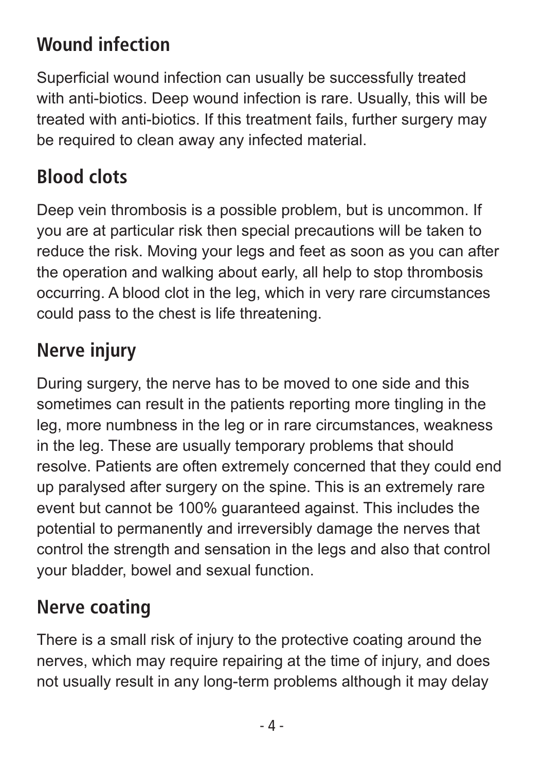## Wound infection

Superficial wound infection can usually be successfully treated with anti-biotics. Deep wound infection is rare. Usually, this will be treated with anti-biotics. If this treatment fails, further surgery may be required to clean away any infected material.

## Blood clots

Deep vein thrombosis is a possible problem, but is uncommon. If you are at particular risk then special precautions will be taken to reduce the risk. Moving your legs and feet as soon as you can after the operation and walking about early, all help to stop thrombosis occurring. A blood clot in the leg, which in very rare circumstances could pass to the chest is life threatening.

## Nerve injury

During surgery, the nerve has to be moved to one side and this sometimes can result in the patients reporting more tingling in the leg, more numbness in the leg or in rare circumstances, weakness in the leg. These are usually temporary problems that should resolve. Patients are often extremely concerned that they could end up paralysed after surgery on the spine. This is an extremely rare event but cannot be 100% guaranteed against. This includes the potential to permanently and irreversibly damage the nerves that control the strength and sensation in the legs and also that control your bladder, bowel and sexual function.

## Nerve coating

There is a small risk of injury to the protective coating around the nerves, which may require repairing at the time of injury, and does not usually result in any long-term problems although it may delay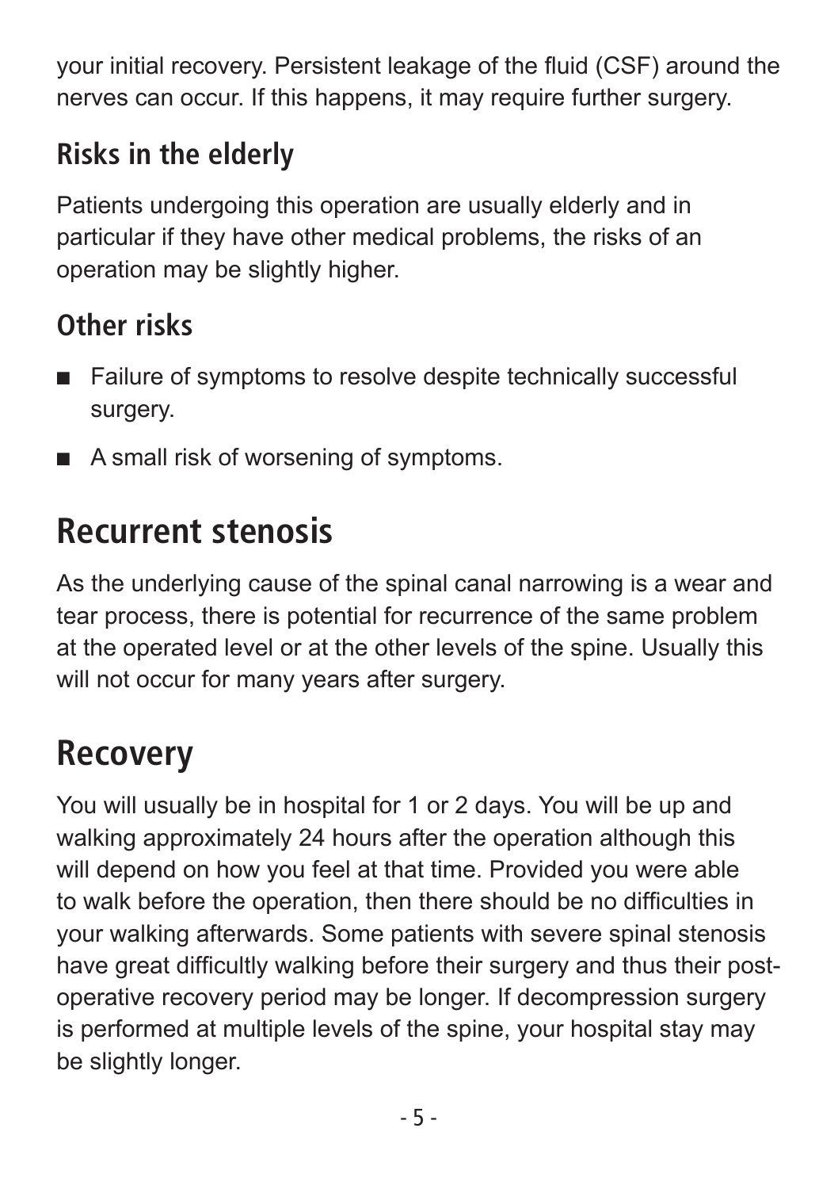your initial recovery. Persistent leakage of the fluid (CSF) around the nerves can occur. If this happens, it may require further surgery.

### Risks in the elderly

Patients undergoing this operation are usually elderly and in particular if they have other medical problems, the risks of an operation may be slightly higher.

### Other risks

- Failure of symptoms to resolve despite technically successful surgery.
- A small risk of worsening of symptoms.

## Recurrent stenosis

As the underlying cause of the spinal canal narrowing is a wear and tear process, there is potential for recurrence of the same problem at the operated level or at the other levels of the spine. Usually this will not occur for many years after surgery.

## Recovery

You will usually be in hospital for 1 or 2 days. You will be up and walking approximately 24 hours after the operation although this will depend on how you feel at that time. Provided you were able to walk before the operation, then there should be no difficulties in your walking afterwards. Some patients with severe spinal stenosis have great difficultly walking before their surgery and thus their post-operative recovery period may be longer. If decompression surgery is performed at multiple levels of the spine, your hospital stay may be slightly longer.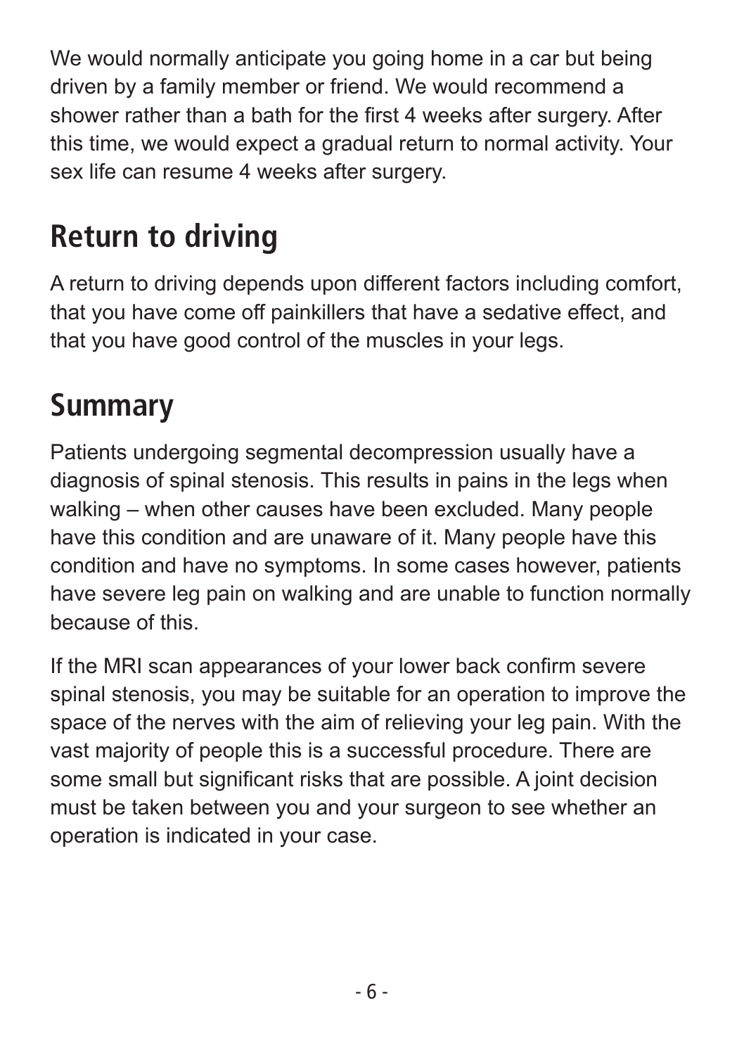We would normally anticipate you going home in a car but being driven by a family member or friend. We would recommend a shower rather than a bath for the first 4 weeks after surgery. After this time, we would expect a gradual return to normal activity. Your sex life can resume 4 weeks after surgery.

## Return to driving

A return to driving depends upon different factors including comfort, that you have come off painkillers that have a sedative effect, and that you have good control of the muscles in your legs.

## Summary

Patients undergoing segmental decompression usually have a diagnosis of spinal stenosis. This results in pains in the legs when walking – when other causes have been excluded. Many people have this condition and are unaware of it. Many people have this condition and have no symptoms. In some cases however, patients have severe leg pain on walking and are unable to function normally because of this.

If the MRI scan appearances of your lower back confirm severe spinal stenosis, you may be suitable for an operation to improve the space of the nerves with the aim of relieving your leg pain. With the vast majority of people this is a successful procedure. There are some small but significant risks that are possible. A joint decision must be taken between you and your surgeon to see whether an operation is indicated in your case.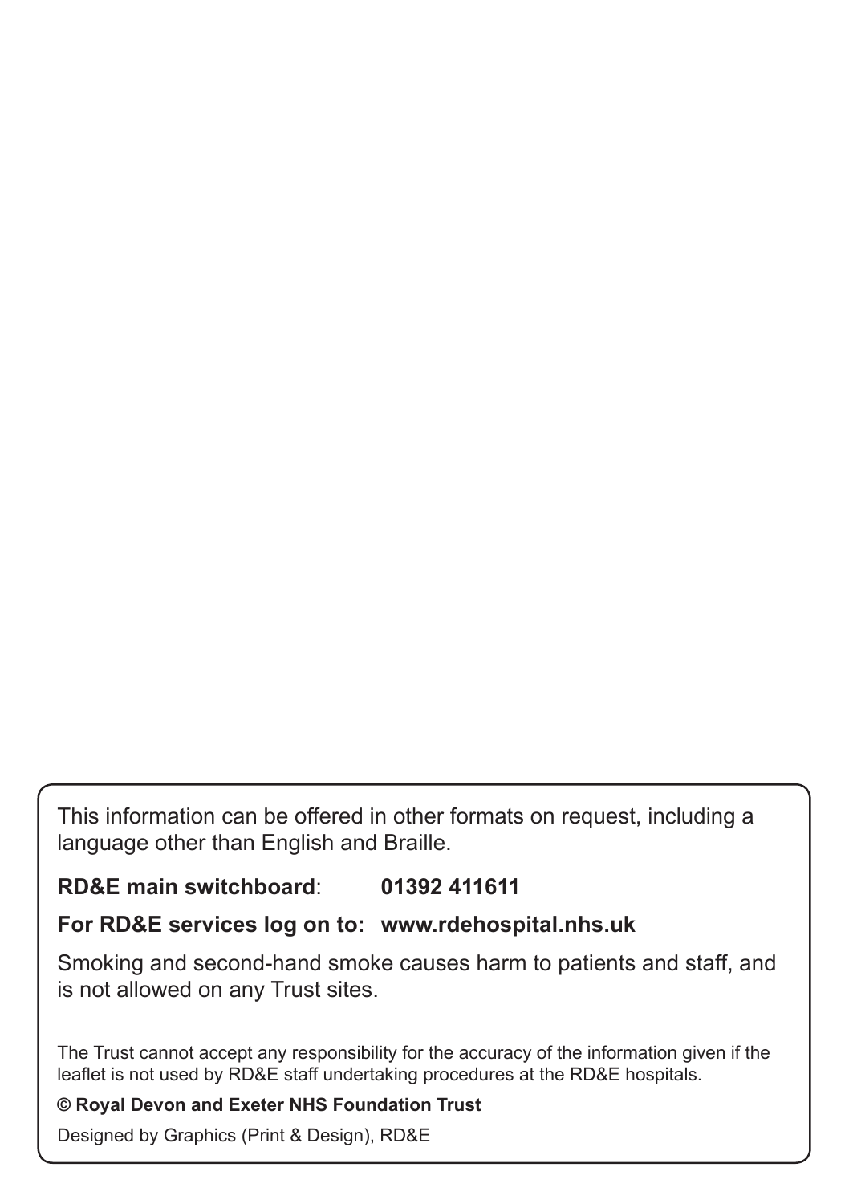This information can be offered in other formats on request, including a language other than English and Braille.

**RD&E main switchboard**: **01392 411611**

**For RD&E services log on to: www.rdehospital.nhs.uk**

Smoking and second-hand smoke causes harm to patients and staff, and is not allowed on any Trust sites.

The Trust cannot accept any responsibility for the accuracy of the information given if the leaflet is not used by RD&E staff undertaking procedures at the RD&E hospitals.

**© Royal Devon and Exeter NHS Foundation Trust**

Designed by Graphics (Print & Design), RD&E